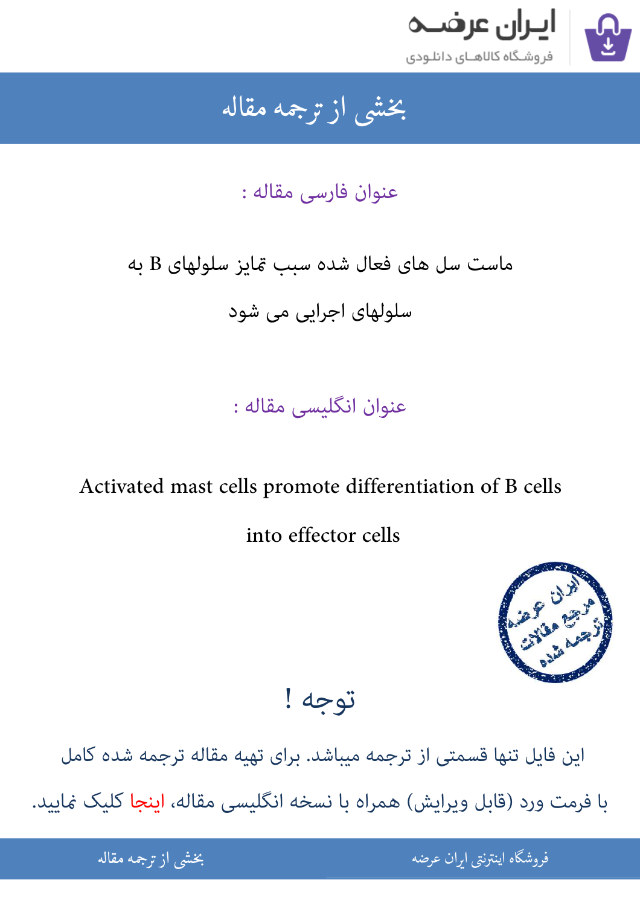# بخشی از ترجمه مقاله

## عنوان فارسی مقاله :

ماست سل های فعال شده سبب تمایز سلولهای B به سلولهای اجرایی می شود

## عنوان انگلیسی مقاله :

Activated mast cells promote differentiation of B cells into effector cells

## توجه !

این فایل تنها قسمتی از ترجمه میباشد. برای تهیه مقاله ترجمه شده کامل با فرمت ورد (قابل ویرایش) همراه با نسخه انگلیسی مقاله، اینجا کلیک نمایید.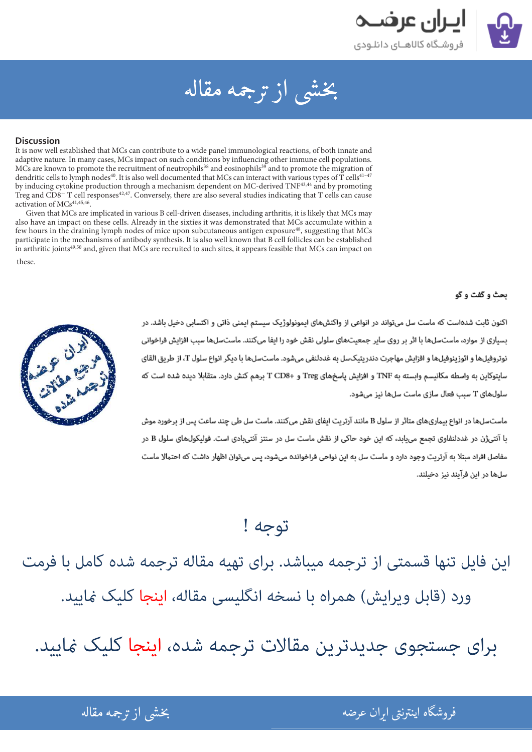# بخشی از ترجمه مقاله

## Discussion

It is now well established that MCs can contribute to a wide panel immunological reactions, of both innate and adaptive nature. In many cases, MCs impact on such conditions by influencing other immune cell populations. MCs are known to promote the recruitment of neutrophils[38] and eosinophils[39] and to promote the migration of dendritic cells to lymph nodes[40]. It is also well documented that MCs can interact with various types of T cells[41–47] by inducing cytokine production through a mechanism dependent on MC-derived TNF[43,44] and by promoting Treg and CD8+ T cell responses[42,47]. Conversely, there are also several studies indicating that T cells can cause activation of MCs[41,45,46].

Given that MCs are implicated in various B cell-driven diseases, including arthritis, it is likely that MCs may also have an impact on these cells. Already in the sixties it was demonstrated that MCs accumulate within a few hours in the draining lymph nodes of mice upon subcutaneous antigen exposure[48], suggesting that MCs participate in the mechanisms of antibody synthesis. It is also well known that B cell follicles can be established in arthritic joints[49,50] and, given that MCs are recruited to such sites, it appears feasible that MCs can impact on these.

## بحث و گفت و گو

اکنون ثابت شده‌است که ماست سل می‌تواند در انواعی از واکنش‌های ایمونولوژیک سیستم ایمنی ذاتی و اکتسابی دخیل باشد. در بسیاری از موارد، ماست‌سل‌ها با اثر بر روی سایر جمعیت‌های سلولی نقش خود را ایفا می‌کنند. ماست‌سل‌ها سبب افزایش فراخوانی نوتروفیل‌ها و ائوزینوفیل‌ها و افزایش مهاجرت دندریتیک‌سل به غددلنفی می‌شود. ماست‌سل‌ها با دیگر انواع سلول T، از طریق القا سایتوکاین به واسطه مکانیسم وابسته به TNF و افزایش پاسخ‌های Treg و T CD8+ برهم کنش دارد. متقابلا دیده شده است که سلول‌های T سبب فعال سازی ماست سل‌ها نیز می‌شود.

ماست‌سل‌ها در انواع بیماری‌های متاثر از سلول B مانند آرتریت ایفای نقش می‌کنند. ماست سل طی چند ساعت پس از برخورد موش با آنتی‌ژن در غددلنفاوی تجمع می‌یابد، که این خود حاکی از نقش ماست سل در سنتز آنتی‌بادی است. فولیکول‌های سلول B در مفاصل افراد مبتلا به آرتریت وجود دارد و ماست سل به این نواحی فراخوانده می‌شود، پس می‌توان اظهار داشت که احتمالا ماست سل‌ها در این فرآیند نیز دخیلند.

توجه !

این فایل تنها قسمتی از ترجمه میباشد. برای تهیه مقاله ترجمه شده کامل با فرمت ورد (قابل ویرایش) همراه با نسخه انگلیسی مقاله، اینجا کلیک نمایید.

برای جستجوی جدیدترین مقالات ترجمه شده، اینجا کلیک نمایید.